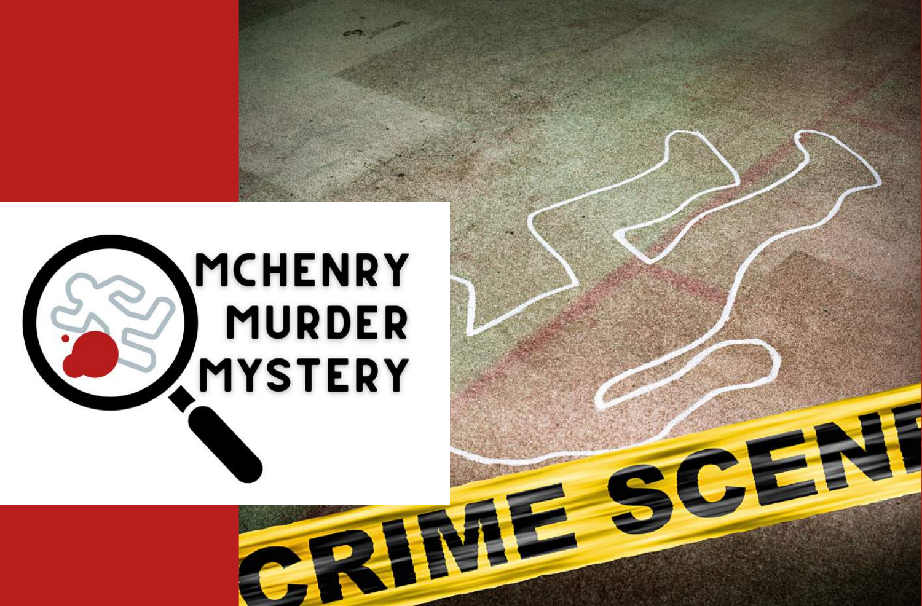# MCHENRY MURDER MYSTERY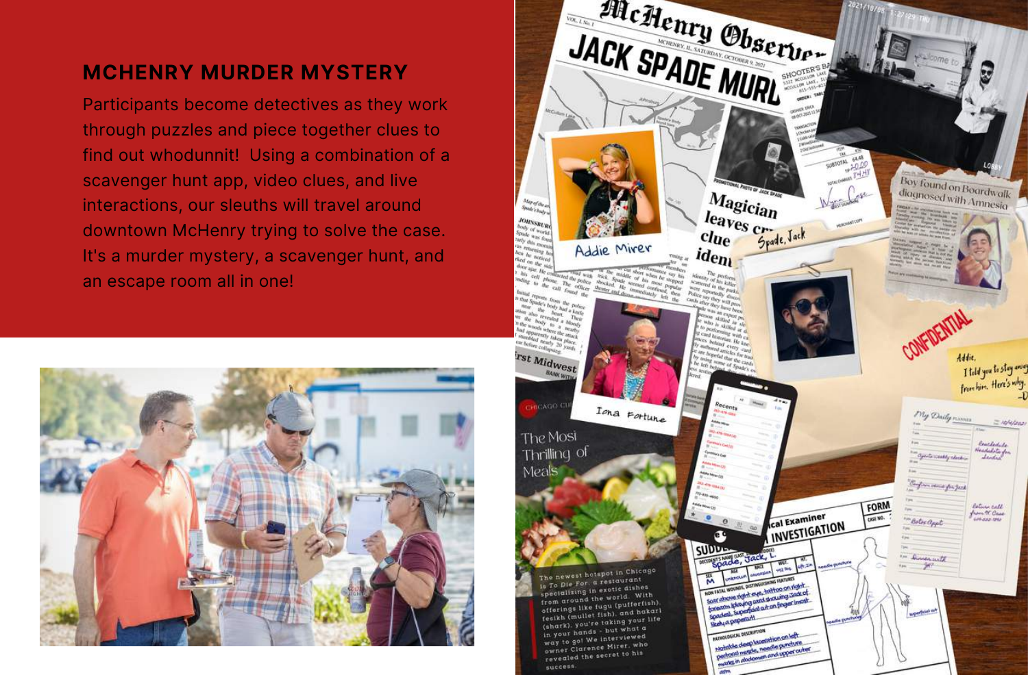## MCHENRY MURDER MYSTERY

Participants become detectives as they work through puzzles and piece together clues to find out whodunnit! Using a combination of a scavenger hunt app, video clues, and live interactions, our sleuths will travel around downtown McHenry trying to solve the case. It's a murder mystery, a scavenger hunt, and an escape room all in one!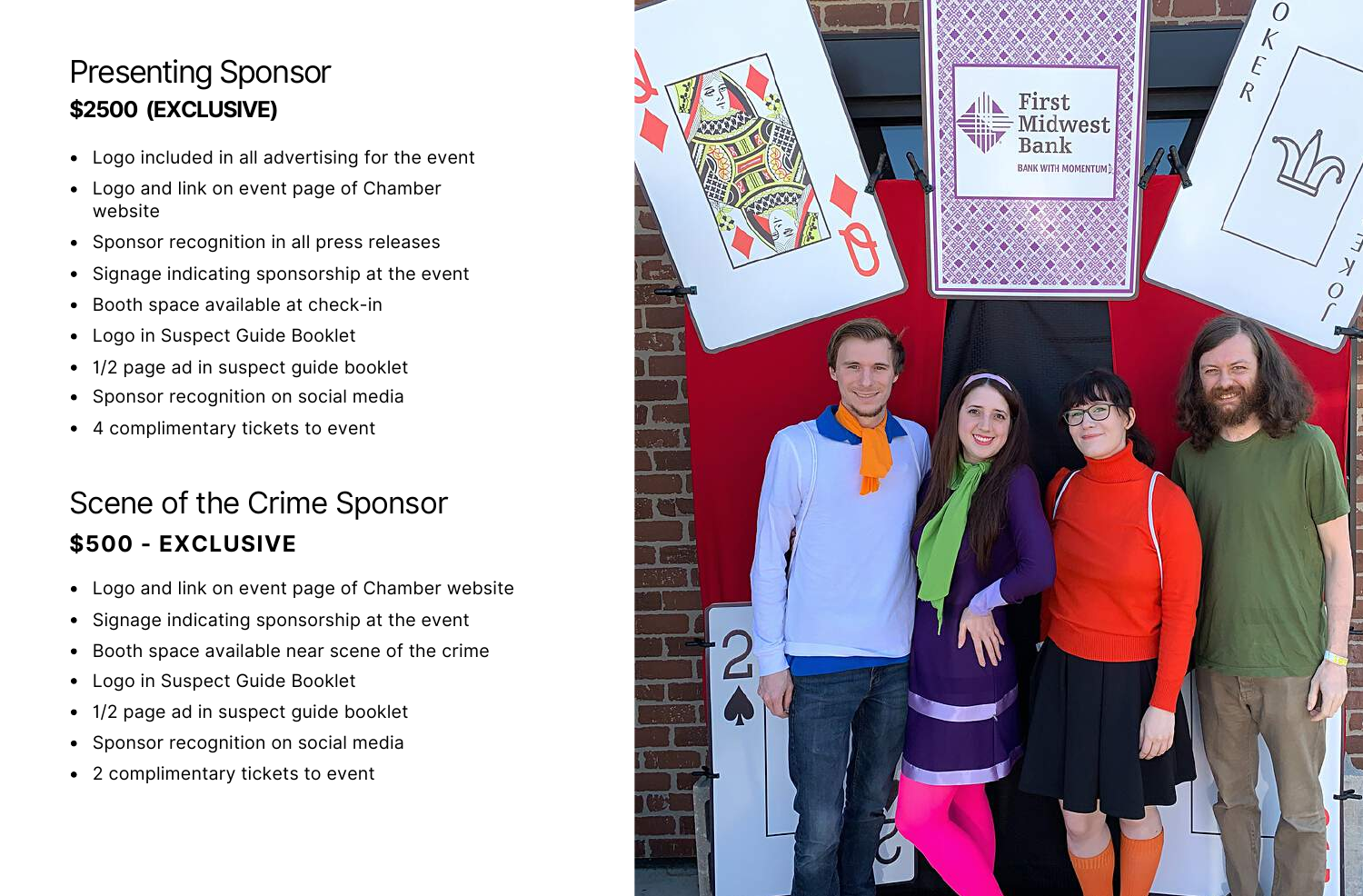## Presenting Sponsor

**$2500 (EXCLUSIVE)**

- Logo included in all advertising for the event
- Logo and link on event page of Chamber website
- Sponsor recognition in all press releases
- Signage indicating sponsorship at the event
- Booth space available at check-in
- Logo in Suspect Guide Booklet
- 1/2 page ad in suspect guide booklet
- Sponsor recognition on social media
- 4 complimentary tickets to event

## Scene of the Crime Sponsor

**$500 - EXCLUSIVE**

- Logo and link on event page of Chamber website
- Signage indicating sponsorship at the event
- Booth space available near scene of the crime
- Logo in Suspect Guide Booklet
- 1/2 page ad in suspect guide booklet
- Sponsor recognition on social media
- 2 complimentary tickets to event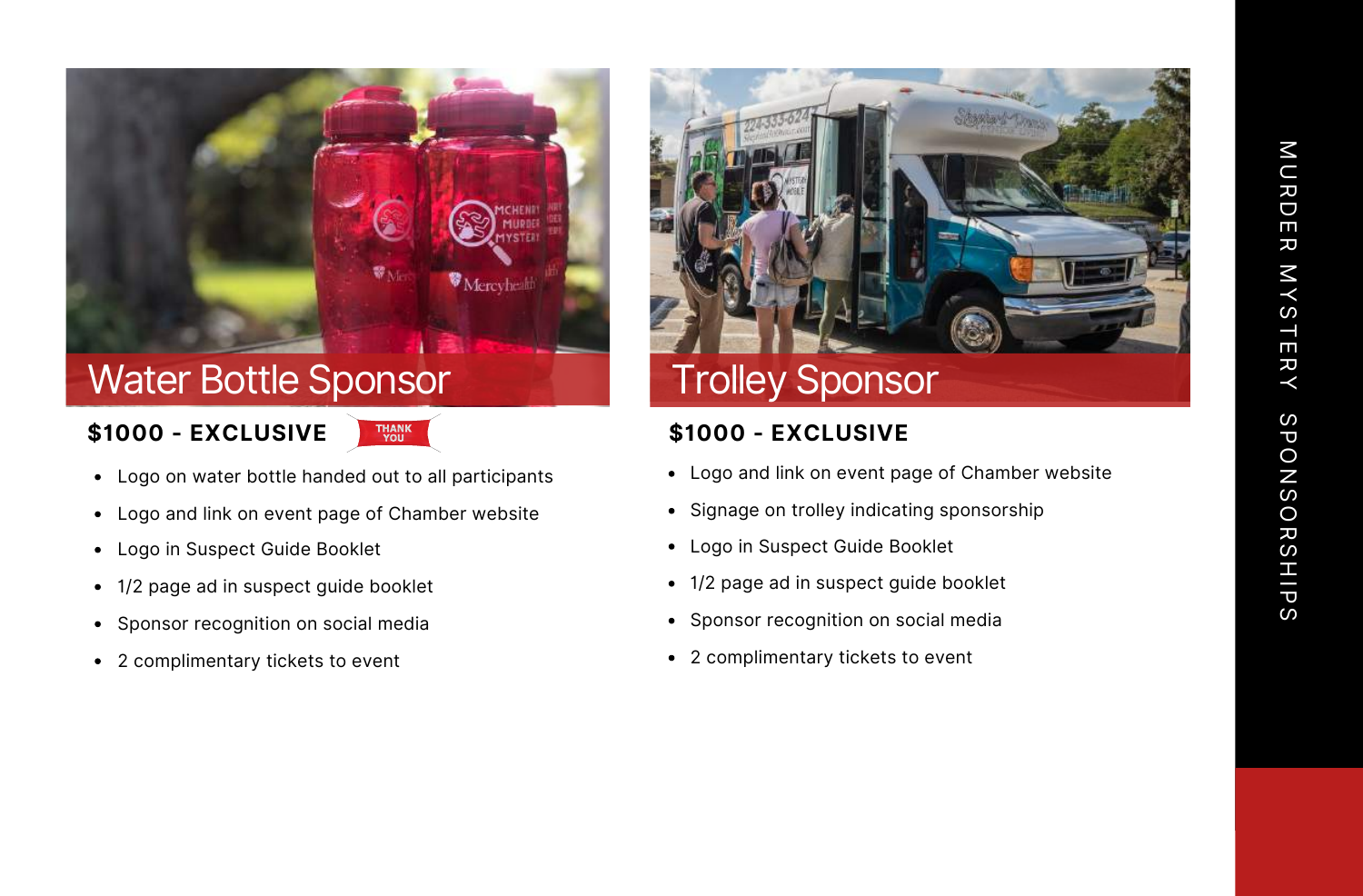## Water Bottle Sponsor

**$1000 - EXCLUSIVE** THANK YOU

- Logo on water bottle handed out to all participants
- Logo and link on event page of Chamber website
- Logo in Suspect Guide Booklet
- 1/2 page ad in suspect guide booklet
- Sponsor recognition on social media
- 2 complimentary tickets to event

## Trolley Sponsor

**$1000 - EXCLUSIVE**

- Logo and link on event page of Chamber website
- Signage on trolley indicating sponsorship
- Logo in Suspect Guide Booklet
- 1/2 page ad in suspect guide booklet
- Sponsor recognition on social media
- 2 complimentary tickets to event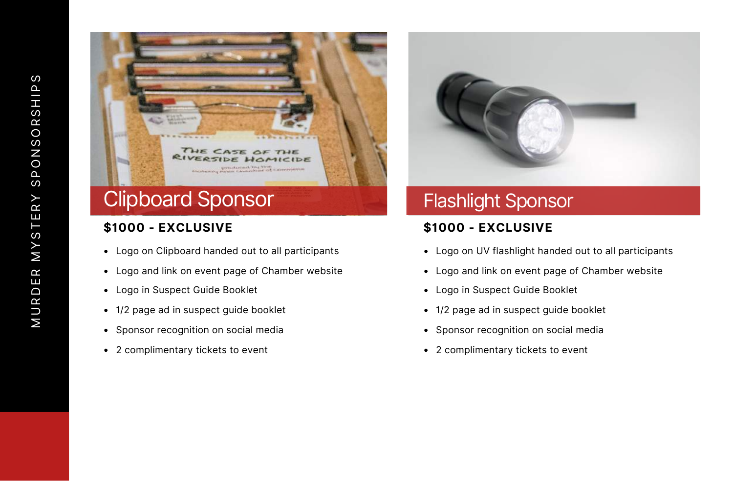## Clipboard Sponsor

**$1000 - EXCLUSIVE**

- Logo on Clipboard handed out to all participants
- Logo and link on event page of Chamber website
- Logo in Suspect Guide Booklet
- 1/2 page ad in suspect guide booklet
- Sponsor recognition on social media
- 2 complimentary tickets to event

## Flashlight Sponsor

**$1000 - EXCLUSIVE**

- Logo on UV flashlight handed out to all participants
- Logo and link on event page of Chamber website
- Logo in Suspect Guide Booklet
- 1/2 page ad in suspect guide booklet
- Sponsor recognition on social media
- 2 complimentary tickets to event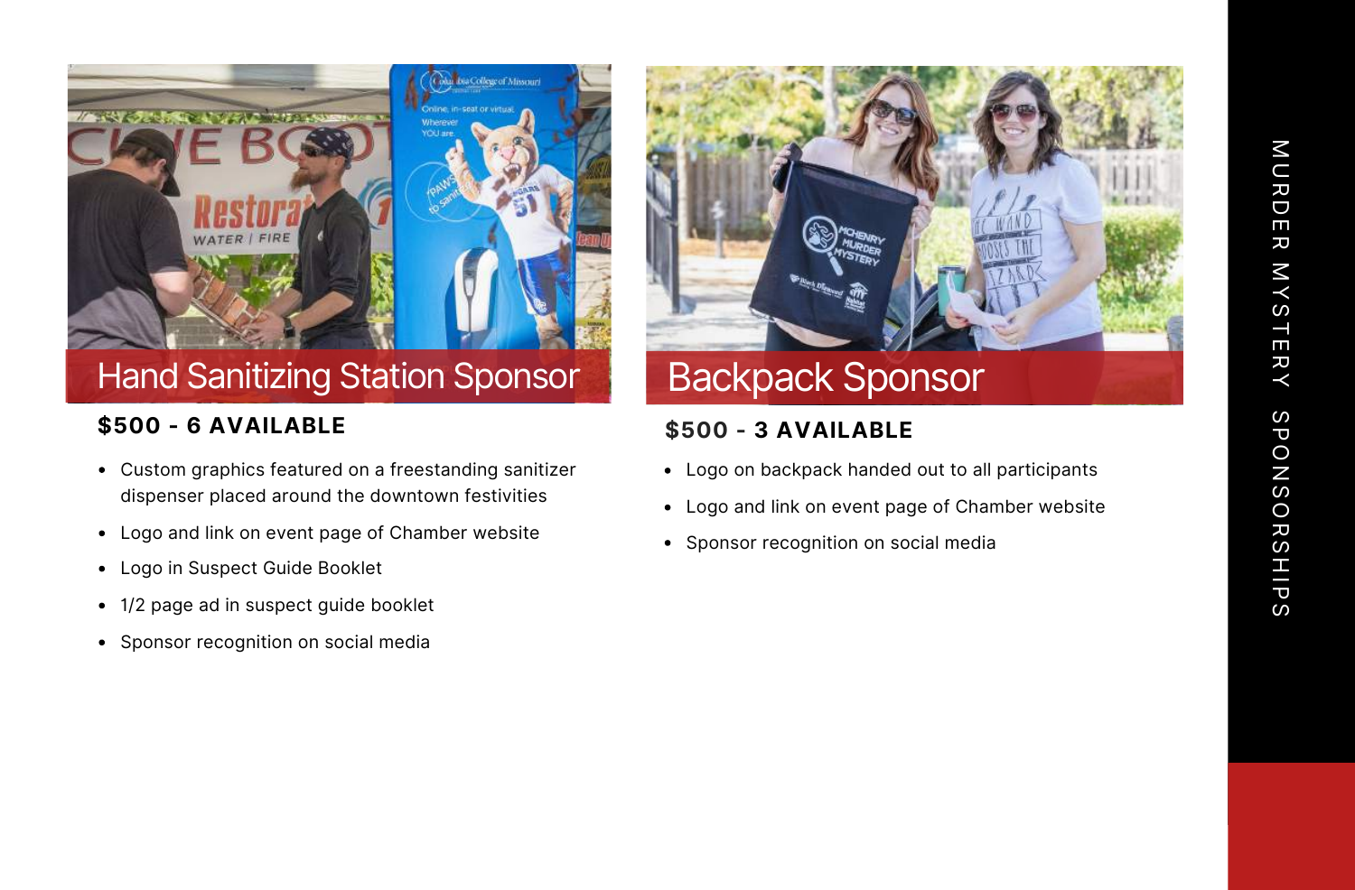## Hand Sanitizing Station Sponsor

**$500 - 6 AVAILABLE**

- Custom graphics featured on a freestanding sanitizer dispenser placed around the downtown festivities
- Logo and link on event page of Chamber website
- Logo in Suspect Guide Booklet
- 1/2 page ad in suspect guide booklet
- Sponsor recognition on social media

## Backpack Sponsor

**$500 - 3 AVAILABLE**

- Logo on backpack handed out to all participants
- Logo and link on event page of Chamber website
- Sponsor recognition on social media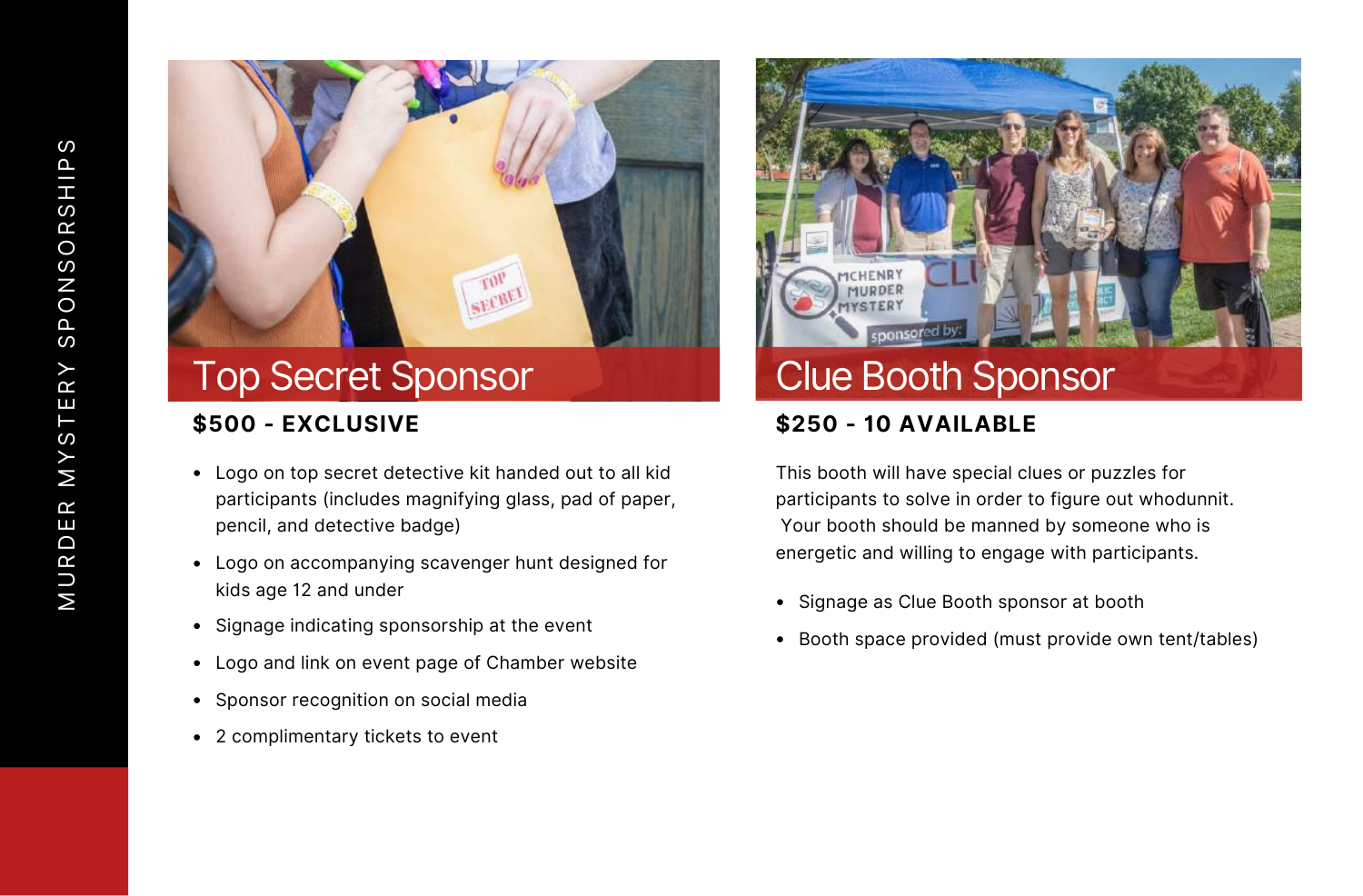MURDER MYSTERY SPONSORSHIPS

## Top Secret Sponsor

**$500 - EXCLUSIVE**

- Logo on top secret detective kit handed out to all kid participants (includes magnifying glass, pad of paper, pencil, and detective badge)
- Logo on accompanying scavenger hunt designed for kids age 12 and under
- Signage indicating sponsorship at the event
- Logo and link on event page of Chamber website
- Sponsor recognition on social media
- 2 complimentary tickets to event

## Clue Booth Sponsor

**$250 - 10 AVAILABLE**

This booth will have special clues or puzzles for participants to solve in order to figure out whodunnit. Your booth should be manned by someone who is energetic and willing to engage with participants.

- Signage as Clue Booth sponsor at booth
- Booth space provided (must provide own tent/tables)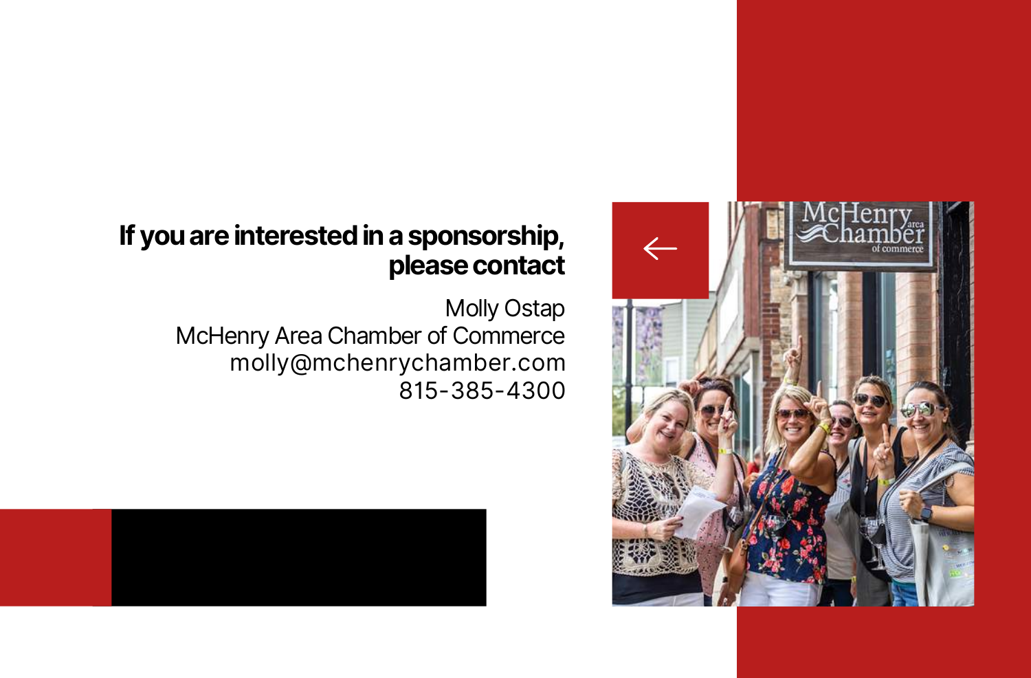**If you are interested in a sponsorship, please contact**

Molly Ostap
McHenry Area Chamber of Commerce
molly@mchenrychamber.com
815-385-4300